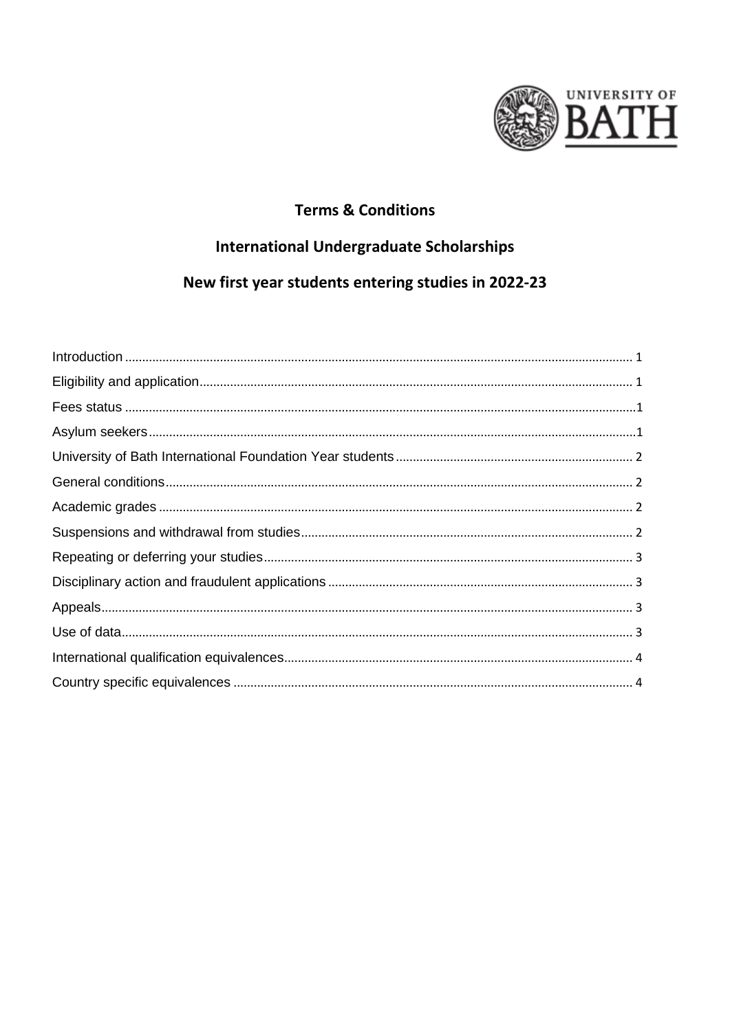**Terms & Conditions**

**International Undergraduate Scholarships**

**New first year students entering studies in 2022-23**

Introduction .......... 1
Eligibility and application .......... 1
Fees status .......... 1
Asylum seekers .......... 1
University of Bath International Foundation Year students .......... 2
General conditions .......... 2
Academic grades .......... 2
Suspensions and withdrawal from studies .......... 2
Repeating or deferring your studies .......... 3
Disciplinary action and fraudulent applications .......... 3
Appeals .......... 3
Use of data .......... 3
International qualification equivalences .......... 4
Country specific equivalences .......... 4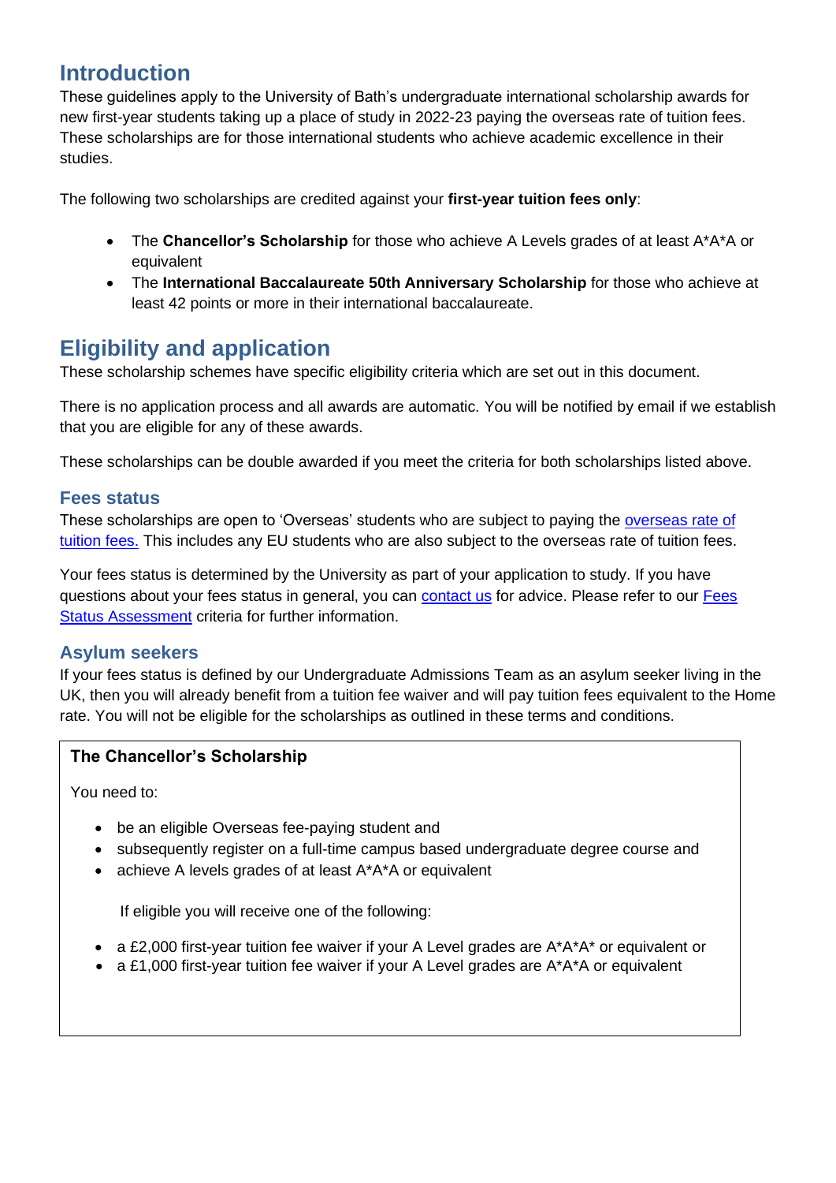## Introduction

These guidelines apply to the University of Bath's undergraduate international scholarship awards for new first-year students taking up a place of study in 2022-23 paying the overseas rate of tuition fees. These scholarships are for those international students who achieve academic excellence in their studies.

The following two scholarships are credited against your **first-year tuition fees only**:

- The **Chancellor's Scholarship** for those who achieve A Levels grades of at least A*A*A or equivalent
- The **International Baccalaureate 50th Anniversary Scholarship** for those who achieve at least 42 points or more in their international baccalaureate.

## Eligibility and application

These scholarship schemes have specific eligibility criteria which are set out in this document.

There is no application process and all awards are automatic. You will be notified by email if we establish that you are eligible for any of these awards.

These scholarships can be double awarded if you meet the criteria for both scholarships listed above.

### Fees status

These scholarships are open to 'Overseas' students who are subject to paying the overseas rate of tuition fees. This includes any EU students who are also subject to the overseas rate of tuition fees.

Your fees status is determined by the University as part of your application to study. If you have questions about your fees status in general, you can contact us for advice. Please refer to our Fees Status Assessment criteria for further information.

### Asylum seekers

If your fees status is defined by our Undergraduate Admissions Team as an asylum seeker living in the UK, then you will already benefit from a tuition fee waiver and will pay tuition fees equivalent to the Home rate. You will not be eligible for the scholarships as outlined in these terms and conditions.

**The Chancellor's Scholarship**

You need to:

- be an eligible Overseas fee-paying student and
- subsequently register on a full-time campus based undergraduate degree course and
- achieve A levels grades of at least A*A*A or equivalent

If eligible you will receive one of the following:

- a £2,000 first-year tuition fee waiver if your A Level grades are A*A*A* or equivalent or
- a £1,000 first-year tuition fee waiver if your A Level grades are A*A*A or equivalent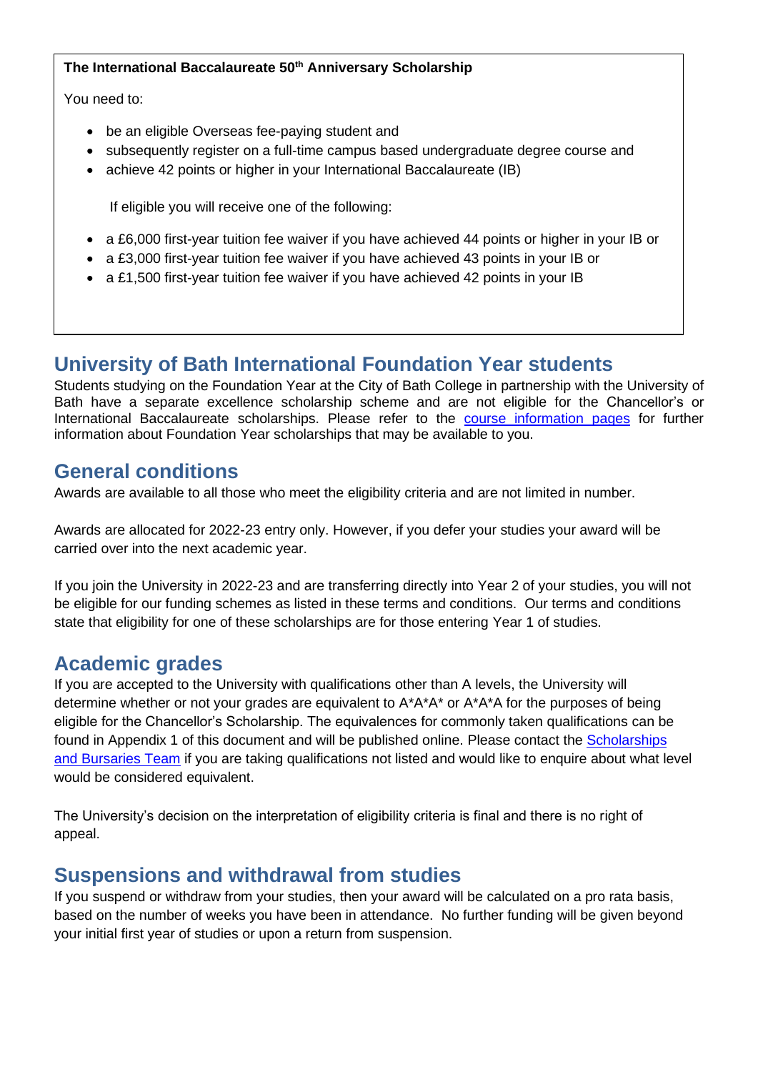**The International Baccalaureate 50th Anniversary Scholarship**

You need to:

- be an eligible Overseas fee-paying student and
- subsequently register on a full-time campus based undergraduate degree course and
- achieve 42 points or higher in your International Baccalaureate (IB)

If eligible you will receive one of the following:

- a £6,000 first-year tuition fee waiver if you have achieved 44 points or higher in your IB or
- a £3,000 first-year tuition fee waiver if you have achieved 43 points in your IB or
- a £1,500 first-year tuition fee waiver if you have achieved 42 points in your IB

## University of Bath International Foundation Year students

Students studying on the Foundation Year at the City of Bath College in partnership with the University of Bath have a separate excellence scholarship scheme and are not eligible for the Chancellor's or International Baccalaureate scholarships. Please refer to the [course information pages] for further information about Foundation Year scholarships that may be available to you.

## General conditions

Awards are available to all those who meet the eligibility criteria and are not limited in number.

Awards are allocated for 2022-23 entry only. However, if you defer your studies your award will be carried over into the next academic year.

If you join the University in 2022-23 and are transferring directly into Year 2 of your studies, you will not be eligible for our funding schemes as listed in these terms and conditions. Our terms and conditions state that eligibility for one of these scholarships are for those entering Year 1 of studies.

## Academic grades

If you are accepted to the University with qualifications other than A levels, the University will determine whether or not your grades are equivalent to A*A*A* or A*A*A for the purposes of being eligible for the Chancellor's Scholarship. The equivalences for commonly taken qualifications can be found in Appendix 1 of this document and will be published online. Please contact the [Scholarships and Bursaries Team] if you are taking qualifications not listed and would like to enquire about what level would be considered equivalent.

The University's decision on the interpretation of eligibility criteria is final and there is no right of appeal.

## Suspensions and withdrawal from studies

If you suspend or withdraw from your studies, then your award will be calculated on a pro rata basis, based on the number of weeks you have been in attendance. No further funding will be given beyond your initial first year of studies or upon a return from suspension.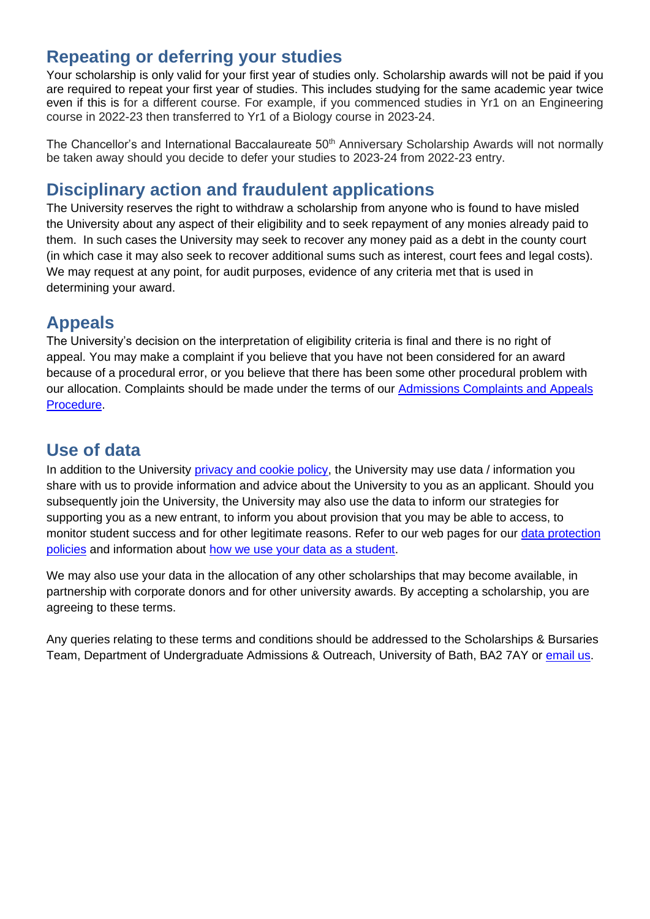## Repeating or deferring your studies

Your scholarship is only valid for your first year of studies only. Scholarship awards will not be paid if you are required to repeat your first year of studies. This includes studying for the same academic year twice even if this is for a different course. For example, if you commenced studies in Yr1 on an Engineering course in 2022-23 then transferred to Yr1 of a Biology course in 2023-24.

The Chancellor's and International Baccalaureate 50th Anniversary Scholarship Awards will not normally be taken away should you decide to defer your studies to 2023-24 from 2022-23 entry.

## Disciplinary action and fraudulent applications

The University reserves the right to withdraw a scholarship from anyone who is found to have misled the University about any aspect of their eligibility and to seek repayment of any monies already paid to them. In such cases the University may seek to recover any money paid as a debt in the county court (in which case it may also seek to recover additional sums such as interest, court fees and legal costs). We may request at any point, for audit purposes, evidence of any criteria met that is used in determining your award.

## Appeals

The University's decision on the interpretation of eligibility criteria is final and there is no right of appeal. You may make a complaint if you believe that you have not been considered for an award because of a procedural error, or you believe that there has been some other procedural problem with our allocation. Complaints should be made under the terms of our [Admissions Complaints and Appeals Procedure]().

## Use of data

In addition to the University [privacy and cookie policy](), the University may use data / information you share with us to provide information and advice about the University to you as an applicant. Should you subsequently join the University, the University may also use the data to inform our strategies for supporting you as a new entrant, to inform you about provision that you may be able to access, to monitor student success and for other legitimate reasons. Refer to our web pages for our [data protection policies]() and information about [how we use your data as a student]().

We may also use your data in the allocation of any other scholarships that may become available, in partnership with corporate donors and for other university awards. By accepting a scholarship, you are agreeing to these terms.

Any queries relating to these terms and conditions should be addressed to the Scholarships & Bursaries Team, Department of Undergraduate Admissions & Outreach, University of Bath, BA2 7AY or [email us]().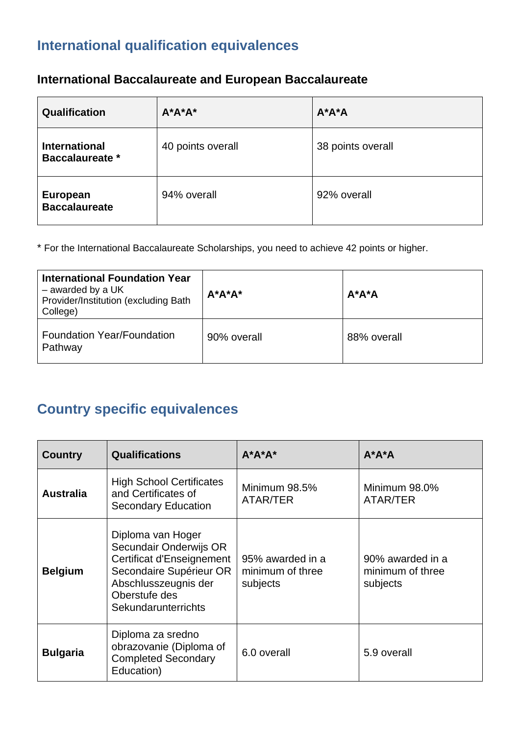## International qualification equivalences

### International Baccalaureate and European Baccalaureate

| Qualification | A*A*A* | A*A*A |
|---|---|---|
| **International Baccalaureate *** | 40 points overall | 38 points overall |
| **European Baccalaureate** | 94% overall | 92% overall |

* For the International Baccalaureate Scholarships, you need to achieve 42 points or higher.

| **International Foundation Year** – awarded by a UK Provider/Institution (excluding Bath College) | **A*A*A*** | **A*A*A** |
|---|---|---|
| Foundation Year/Foundation Pathway | 90% overall | 88% overall |

## Country specific equivalences

| Country | Qualifications | A*A*A* | A*A*A |
|---|---|---|---|
| **Australia** | High School Certificates and Certificates of Secondary Education | Minimum 98.5% ATAR/TER | Minimum 98.0% ATAR/TER |
| **Belgium** | Diploma van Hoger Secundair Onderwijs OR Certificat d'Enseignement Secondaire Supérieur OR Abschlusszeugnis der Oberstufe des Sekundarunterrichts | 95% awarded in a minimum of three subjects | 90% awarded in a minimum of three subjects |
| **Bulgaria** | Diploma za sredno obrazovanie (Diploma of Completed Secondary Education) | 6.0 overall | 5.9 overall |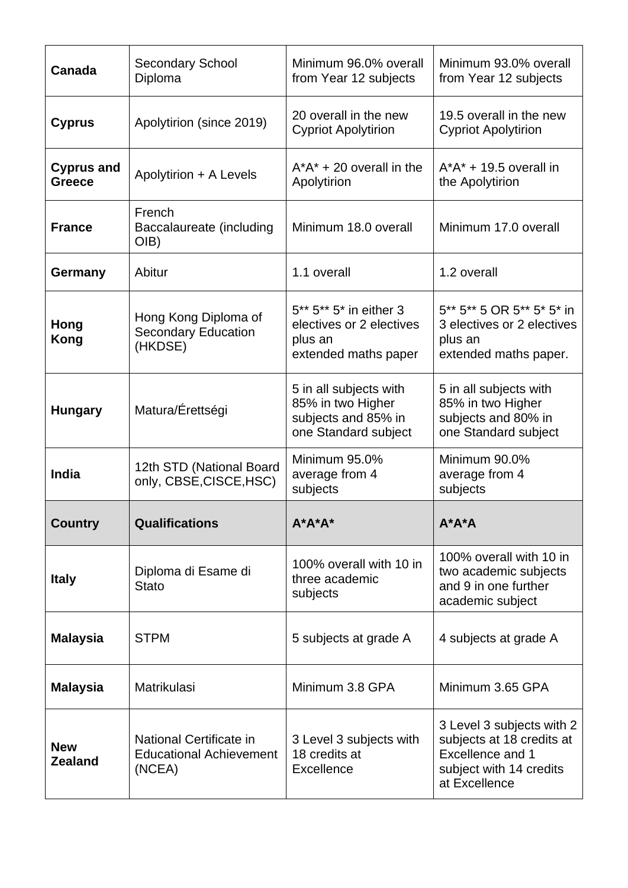| **Canada** | Secondary School Diploma | Minimum 96.0% overall from Year 12 subjects | Minimum 93.0% overall from Year 12 subjects |
|---|---|---|---|
| **Cyprus** | Apolytirion (since 2019) | 20 overall in the new Cypriot Apolytirion | 19.5 overall in the new Cypriot Apolytirion |
| **Cyprus and Greece** | Apolytirion + A Levels | A*A* + 20 overall in the Apolytirion | A*A* + 19.5 overall in the Apolytirion |
| **France** | French Baccalaureate (including OIB) | Minimum 18.0 overall | Minimum 17.0 overall |
| **Germany** | Abitur | 1.1 overall | 1.2 overall |
| **Hong Kong** | Hong Kong Diploma of Secondary Education (HKDSE) | 5** 5** 5* in either 3 electives or 2 electives plus an extended maths paper | 5** 5** 5 OR 5** 5* 5* in 3 electives or 2 electives plus an extended maths paper. |
| **Hungary** | Matura/Érettségi | 5 in all subjects with 85% in two Higher subjects and 85% in one Standard subject | 5 in all subjects with 85% in two Higher subjects and 80% in one Standard subject |
| **India** | 12th STD (National Board only, CBSE,CISCE,HSC) | Minimum 95.0% average from 4 subjects | Minimum 90.0% average from 4 subjects |
| **Country** | **Qualifications** | **A*A*A*** | **A*A*A** |
| **Italy** | Diploma di Esame di Stato | 100% overall with 10 in three academic subjects | 100% overall with 10 in two academic subjects and 9 in one further academic subject |
| **Malaysia** | STPM | 5 subjects at grade A | 4 subjects at grade A |
| **Malaysia** | Matrikulasi | Minimum 3.8 GPA | Minimum 3.65 GPA |
| **New Zealand** | National Certificate in Educational Achievement (NCEA) | 3 Level 3 subjects with 18 credits at Excellence | 3 Level 3 subjects with 2 subjects at 18 credits at Excellence and 1 subject with 14 credits at Excellence |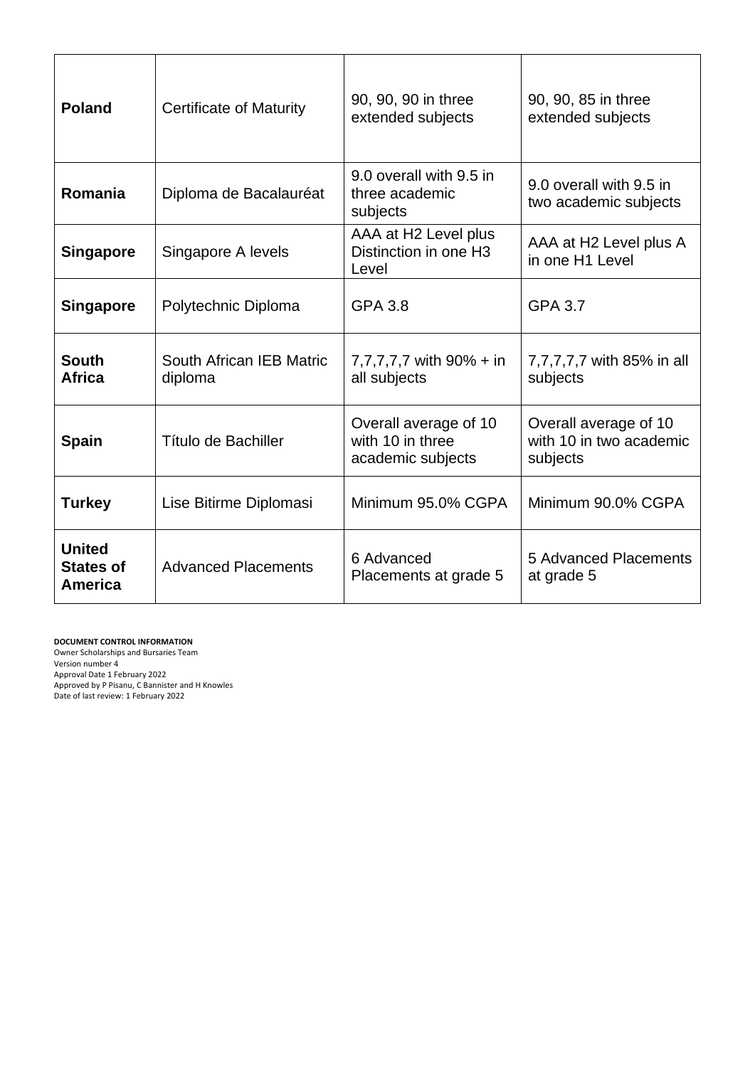| | | | |
|---|---|---|---|
| **Poland** | Certificate of Maturity | 90, 90, 90 in three extended subjects | 90, 90, 85 in three extended subjects |
| **Romania** | Diploma de Bacalauréat | 9.0 overall with 9.5 in three academic subjects | 9.0 overall with 9.5 in two academic subjects |
| **Singapore** | Singapore A levels | AAA at H2 Level plus Distinction in one H3 Level | AAA at H2 Level plus A in one H1 Level |
| **Singapore** | Polytechnic Diploma | GPA 3.8 | GPA 3.7 |
| **South Africa** | South African IEB Matric diploma | 7,7,7,7,7 with 90% + in all subjects | 7,7,7,7,7 with 85% in all subjects |
| **Spain** | Título de Bachiller | Overall average of 10 with 10 in three academic subjects | Overall average of 10 with 10 in two academic subjects |
| **Turkey** | Lise Bitirme Diplomasi | Minimum 95.0% CGPA | Minimum 90.0% CGPA |
| **United States of America** | Advanced Placements | 6 Advanced Placements at grade 5 | 5 Advanced Placements at grade 5 |

**DOCUMENT CONTROL INFORMATION**

Owner Scholarships and Bursaries Team
Version number 4
Approval Date 1 February 2022
Approved by P Pisanu, C Bannister and H Knowles
Date of last review: 1 February 2022